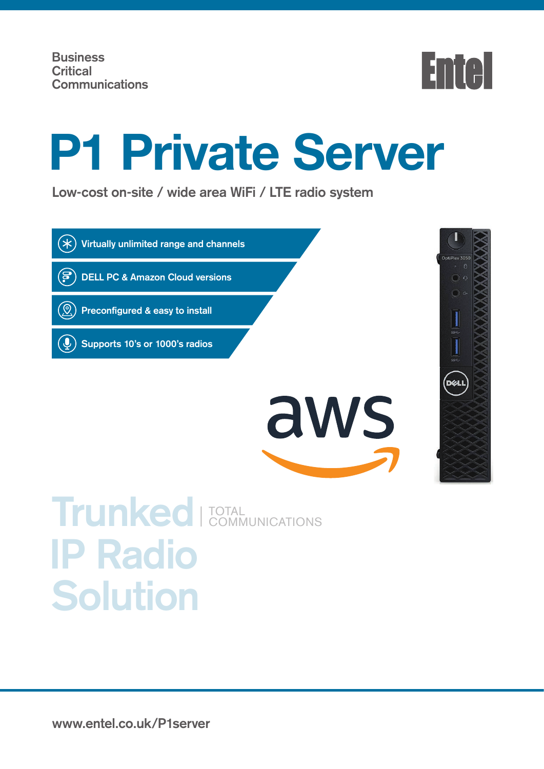Business
Critical
Communications

Entel

# P1 Private Server

Low-cost on-site / wide area WiFi / LTE radio system

- Virtually unlimited range and channels
- DELL PC & Amazon Cloud versions
- Preconfigured & easy to install
- Supports 10's or 1000's radios

## Trunked IP Radio Solution

TOTAL COMMUNICATIONS

www.entel.co.uk/P1server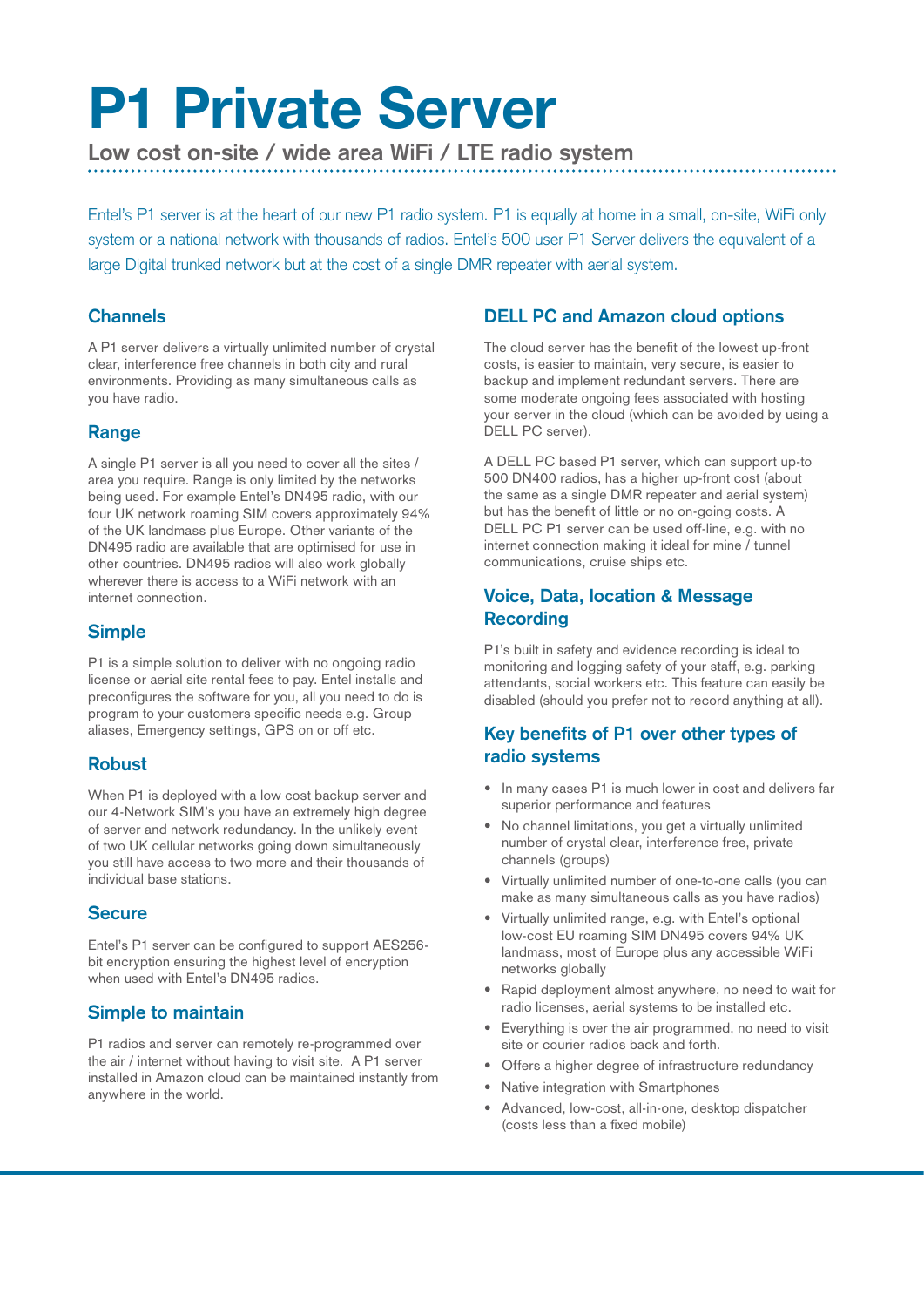# P1 Private Server

## Low cost on-site / wide area WiFi / LTE radio system

Entel's P1 server is at the heart of our new P1 radio system. P1 is equally at home in a small, on-site, WiFi only system or a national network with thousands of radios. Entel's 500 user P1 Server delivers the equivalent of a large Digital trunked network but at the cost of a single DMR repeater with aerial system.

### Channels

A P1 server delivers a virtually unlimited number of crystal clear, interference free channels in both city and rural environments. Providing as many simultaneous calls as you have radio.

### Range

A single P1 server is all you need to cover all the sites / area you require. Range is only limited by the networks being used. For example Entel's DN495 radio, with our four UK network roaming SIM covers approximately 94% of the UK landmass plus Europe. Other variants of the DN495 radio are available that are optimised for use in other countries. DN495 radios will also work globally wherever there is access to a WiFi network with an internet connection.

### Simple

P1 is a simple solution to deliver with no ongoing radio license or aerial site rental fees to pay. Entel installs and preconfigures the software for you, all you need to do is program to your customers specific needs e.g. Group aliases, Emergency settings, GPS on or off etc.

### Robust

When P1 is deployed with a low cost backup server and our 4-Network SIM's you have an extremely high degree of server and network redundancy. In the unlikely event of two UK cellular networks going down simultaneously you still have access to two more and their thousands of individual base stations.

### Secure

Entel's P1 server can be configured to support AES256-bit encryption ensuring the highest level of encryption when used with Entel's DN495 radios.

### Simple to maintain

P1 radios and server can remotely re-programmed over the air / internet without having to visit site. A P1 server installed in Amazon cloud can be maintained instantly from anywhere in the world.

### DELL PC and Amazon cloud options

The cloud server has the benefit of the lowest up-front costs, is easier to maintain, very secure, is easier to backup and implement redundant servers. There are some moderate ongoing fees associated with hosting your server in the cloud (which can be avoided by using a DELL PC server).

A DELL PC based P1 server, which can support up-to 500 DN400 radios, has a higher up-front cost (about the same as a single DMR repeater and aerial system) but has the benefit of little or no on-going costs. A DELL PC P1 server can be used off-line, e.g. with no internet connection making it ideal for mine / tunnel communications, cruise ships etc.

### Voice, Data, location & Message Recording

P1's built in safety and evidence recording is ideal to monitoring and logging safety of your staff, e.g. parking attendants, social workers etc. This feature can easily be disabled (should you prefer not to record anything at all).

### Key benefits of P1 over other types of radio systems

- In many cases P1 is much lower in cost and delivers far superior performance and features
- No channel limitations, you get a virtually unlimited number of crystal clear, interference free, private channels (groups)
- Virtually unlimited number of one-to-one calls (you can make as many simultaneous calls as you have radios)
- Virtually unlimited range, e.g. with Entel's optional low-cost EU roaming SIM DN495 covers 94% UK landmass, most of Europe plus any accessible WiFi networks globally
- Rapid deployment almost anywhere, no need to wait for radio licenses, aerial systems to be installed etc.
- Everything is over the air programmed, no need to visit site or courier radios back and forth.
- Offers a higher degree of infrastructure redundancy
- Native integration with Smartphones
- Advanced, low-cost, all-in-one, desktop dispatcher (costs less than a fixed mobile)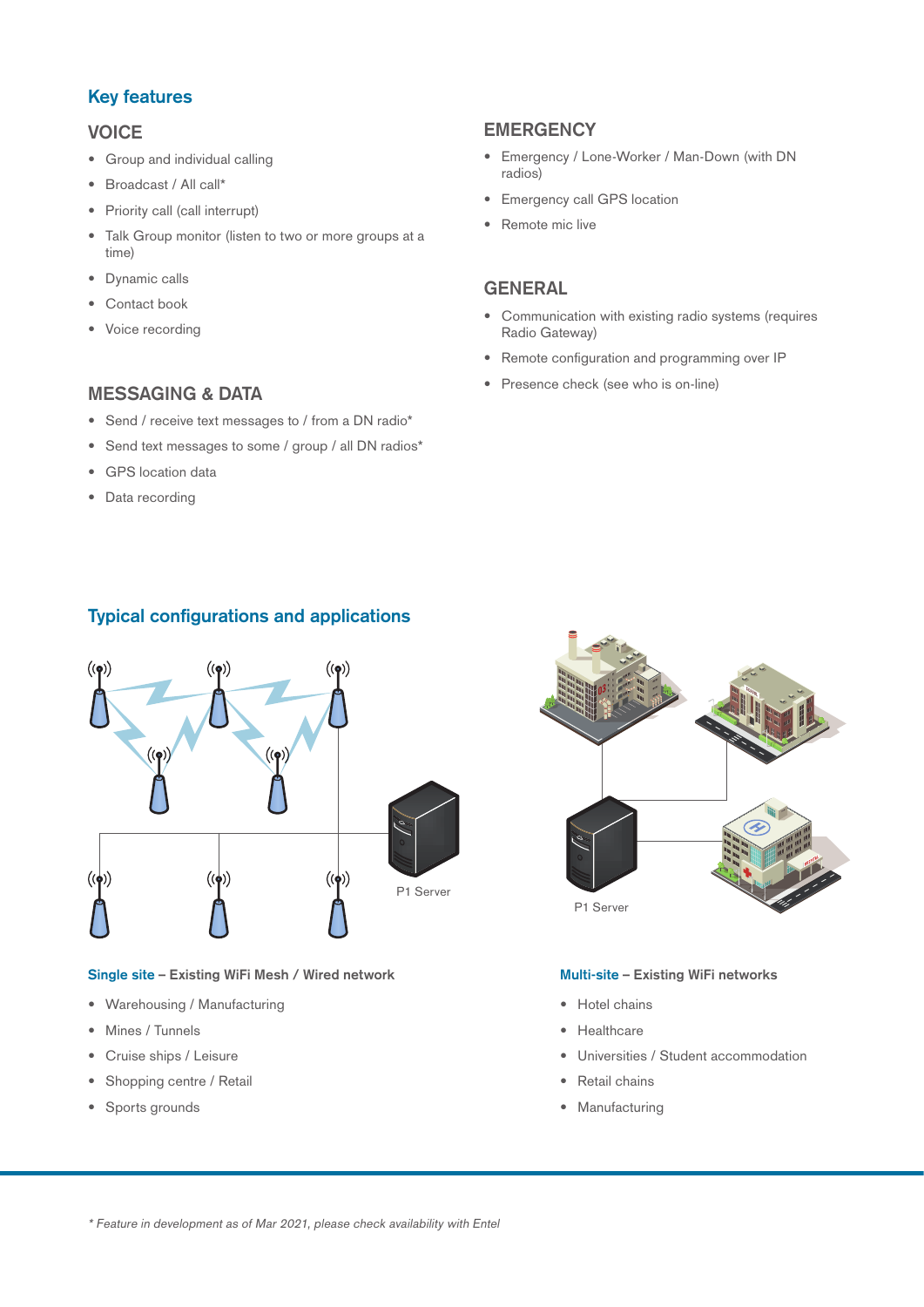## Key features

### VOICE

- Group and individual calling
- Broadcast / All call*
- Priority call (call interrupt)
- Talk Group monitor (listen to two or more groups at a time)
- Dynamic calls
- Contact book
- Voice recording

### MESSAGING & DATA

- Send / receive text messages to / from a DN radio*
- Send text messages to some / group / all DN radios*
- GPS location data
- Data recording

### EMERGENCY

- Emergency / Lone-Worker / Man-Down (with DN radios)
- Emergency call GPS location
- Remote mic live

### GENERAL

- Communication with existing radio systems (requires Radio Gateway)
- Remote configuration and programming over IP
- Presence check (see who is on-line)

## Typical configurations and applications

P1 Server

**Single site – Existing WiFi Mesh / Wired network**

- Warehousing / Manufacturing
- Mines / Tunnels
- Cruise ships / Leisure
- Shopping centre / Retail
- Sports grounds

P1 Server

**Multi-site – Existing WiFi networks**

- Hotel chains
- Healthcare
- Universities / Student accommodation
- Retail chains
- Manufacturing

*\* Feature in development as of Mar 2021, please check availability with Entel*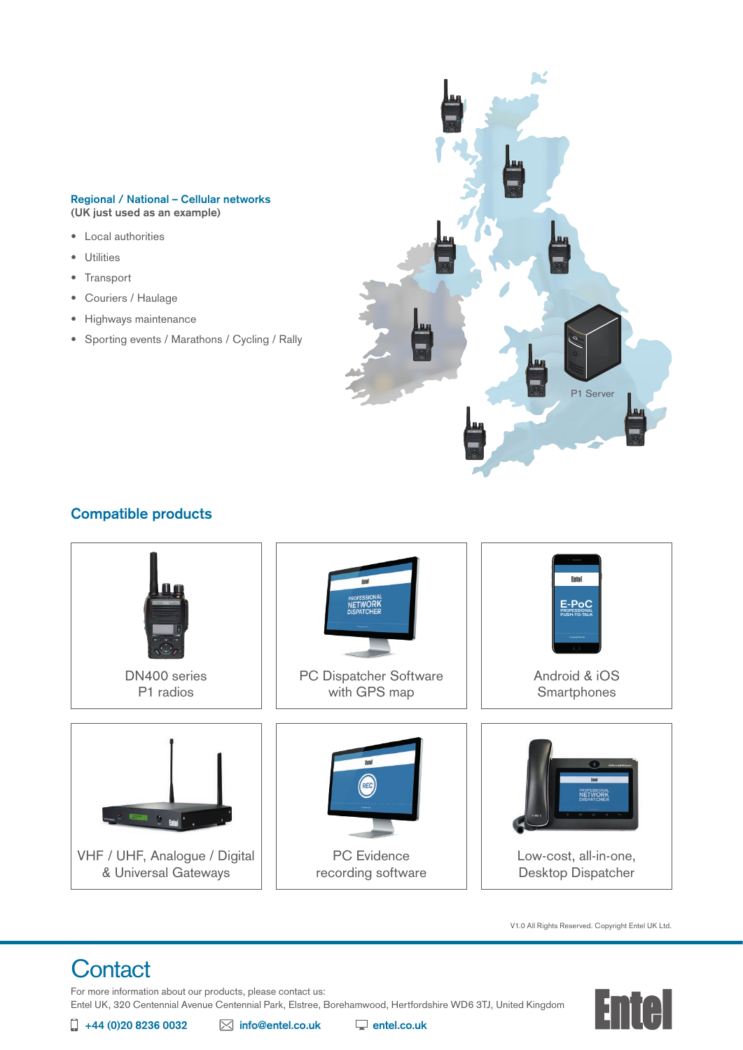**Regional / National – Cellular networks**
**(UK just used as an example)**

- Local authorities
- Utilities
- Transport
- Couriers / Haulage
- Highways maintenance
- Sporting events / Marathons / Cycling / Rally

P1 Server

## Compatible products

DN400 series
P1 radios

PC Dispatcher Software
with GPS map

Android & iOS
Smartphones

VHF / UHF, Analogue / Digital
& Universal Gateways

PC Evidence
recording software

Low-cost, all-in-one,
Desktop Dispatcher

V1.0 All Rights Reserved. Copyright Entel UK Ltd.

# Contact

For more information about our products, please contact us:
Entel UK, 320 Centennial Avenue Centennial Park, Elstree, Borehamwood, Hertfordshire WD6 3TJ, United Kingdom

+44 (0)20 8236 0032 | info@entel.co.uk | entel.co.uk